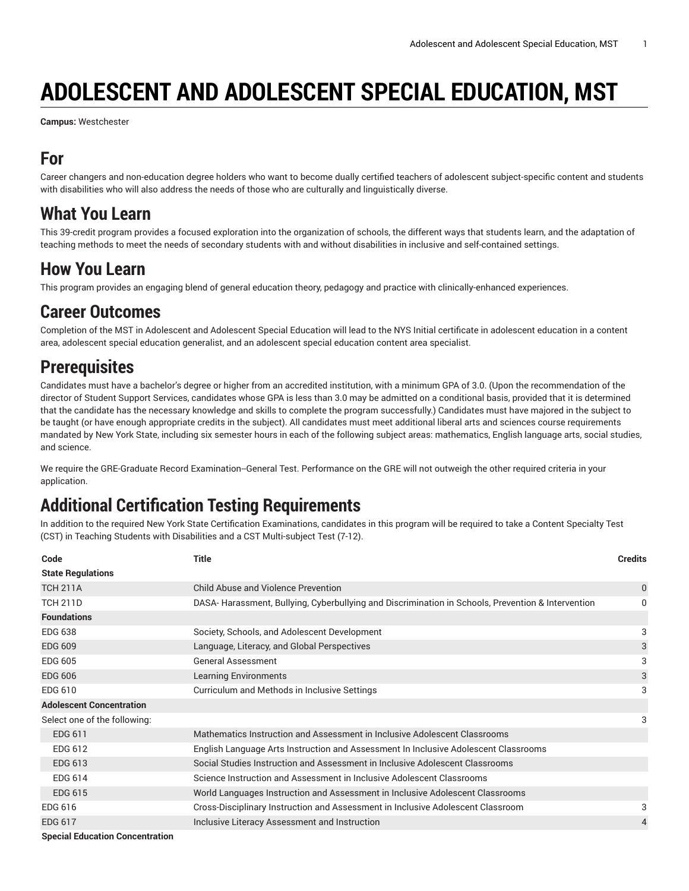# ADOLESCENT AND ADOLESCENT SPECIAL EDUCATION, MST

**Campus:** Westchester

## For

Career changers and non-education degree holders who want to become dually certified teachers of adolescent subject-specific content and students with disabilities who will also address the needs of those who are culturally and linguistically diverse.

## What You Learn

This 39-credit program provides a focused exploration into the organization of schools, the different ways that students learn, and the adaptation of teaching methods to meet the needs of secondary students with and without disabilities in inclusive and self-contained settings.

## How You Learn

This program provides an engaging blend of general education theory, pedagogy and practice with clinically-enhanced experiences.

## Career Outcomes

Completion of the MST in Adolescent and Adolescent Special Education will lead to the NYS Initial certificate in adolescent education in a content area, adolescent special education generalist, and an adolescent special education content area specialist.

## Prerequisites

Candidates must have a bachelor's degree or higher from an accredited institution, with a minimum GPA of 3.0. (Upon the recommendation of the director of Student Support Services, candidates whose GPA is less than 3.0 may be admitted on a conditional basis, provided that it is determined that the candidate has the necessary knowledge and skills to complete the program successfully.) Candidates must have majored in the subject to be taught (or have enough appropriate credits in the subject). All candidates must meet additional liberal arts and sciences course requirements mandated by New York State, including six semester hours in each of the following subject areas: mathematics, English language arts, social studies, and science.

We require the GRE-Graduate Record Examination--General Test. Performance on the GRE will not outweigh the other required criteria in your application.

## Additional Certification Testing Requirements

In addition to the required New York State Certification Examinations, candidates in this program will be required to take a Content Specialty Test (CST) in Teaching Students with Disabilities and a CST Multi-subject Test (7-12).

| Code | Title | Credits |
|---|---|---|
| **State Regulations** | | |
| TCH 211A | Child Abuse and Violence Prevention | 0 |
| TCH 211D | DASA- Harassment, Bullying, Cyberbullying and Discrimination in Schools, Prevention & Intervention | 0 |
| **Foundations** | | |
| EDG 638 | Society, Schools, and Adolescent Development | 3 |
| EDG 609 | Language, Literacy, and Global Perspectives | 3 |
| EDG 605 | General Assessment | 3 |
| EDG 606 | Learning Environments | 3 |
| EDG 610 | Curriculum and Methods in Inclusive Settings | 3 |
| **Adolescent Concentration** | | |
| Select one of the following: | | 3 |
| EDG 611 | Mathematics Instruction and Assessment in Inclusive Adolescent Classrooms | |
| EDG 612 | English Language Arts Instruction and Assessment In Inclusive Adolescent Classrooms | |
| EDG 613 | Social Studies Instruction and Assessment in Inclusive Adolescent Classrooms | |
| EDG 614 | Science Instruction and Assessment in Inclusive Adolescent Classrooms | |
| EDG 615 | World Languages Instruction and Assessment in Inclusive Adolescent Classrooms | |
| EDG 616 | Cross-Disciplinary Instruction and Assessment in Inclusive Adolescent Classroom | 3 |
| EDG 617 | Inclusive Literacy Assessment and Instruction | 4 |
| **Special Education Concentration** | | |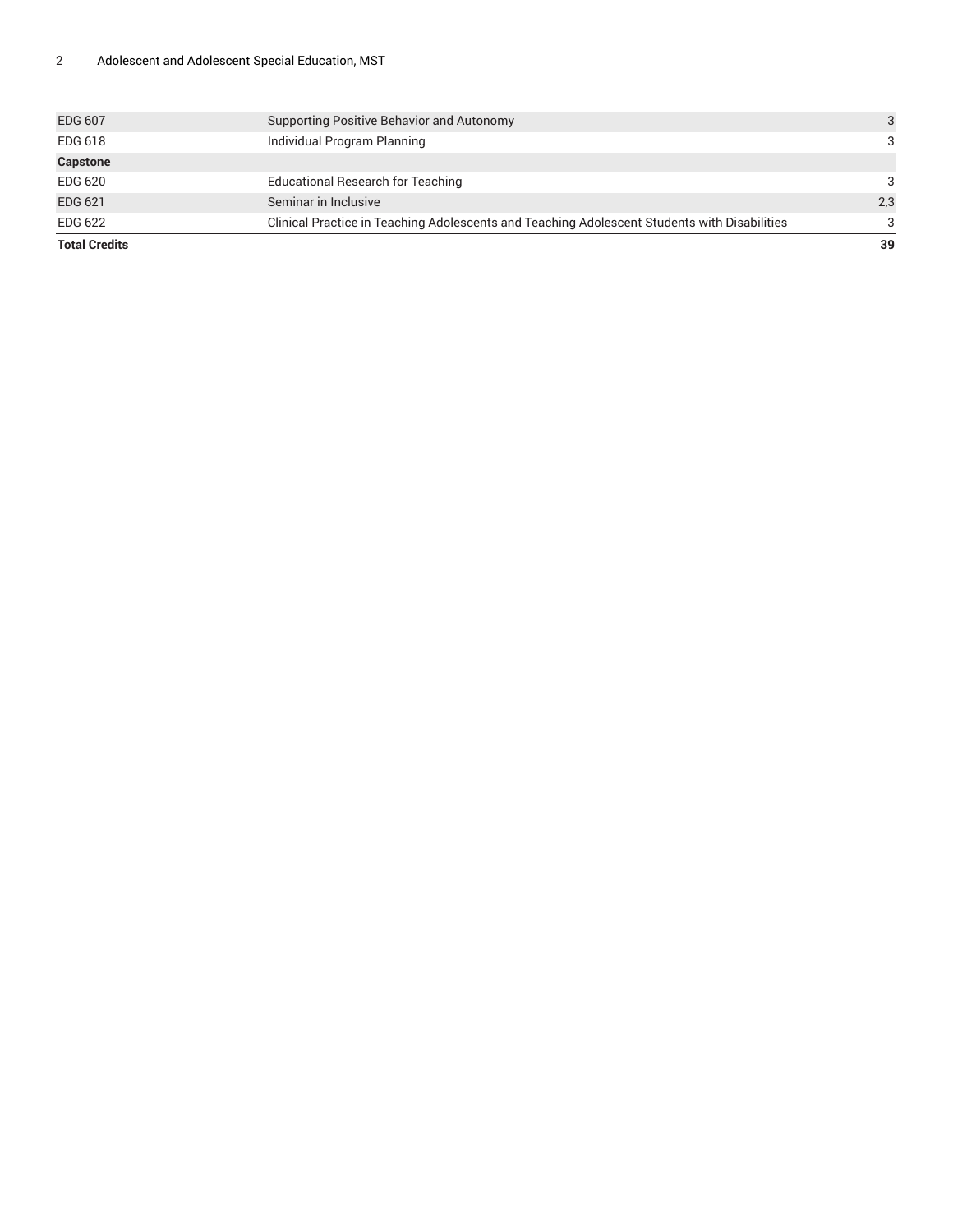| | | |
|---|---|---|
| EDG 607 | Supporting Positive Behavior and Autonomy | 3 |
| EDG 618 | Individual Program Planning | 3 |
| **Capstone** | | |
| EDG 620 | Educational Research for Teaching | 3 |
| EDG 621 | Seminar in Inclusive | 2,3 |
| EDG 622 | Clinical Practice in Teaching Adolescents and Teaching Adolescent Students with Disabilities | 3 |
| **Total Credits** | | **39** |